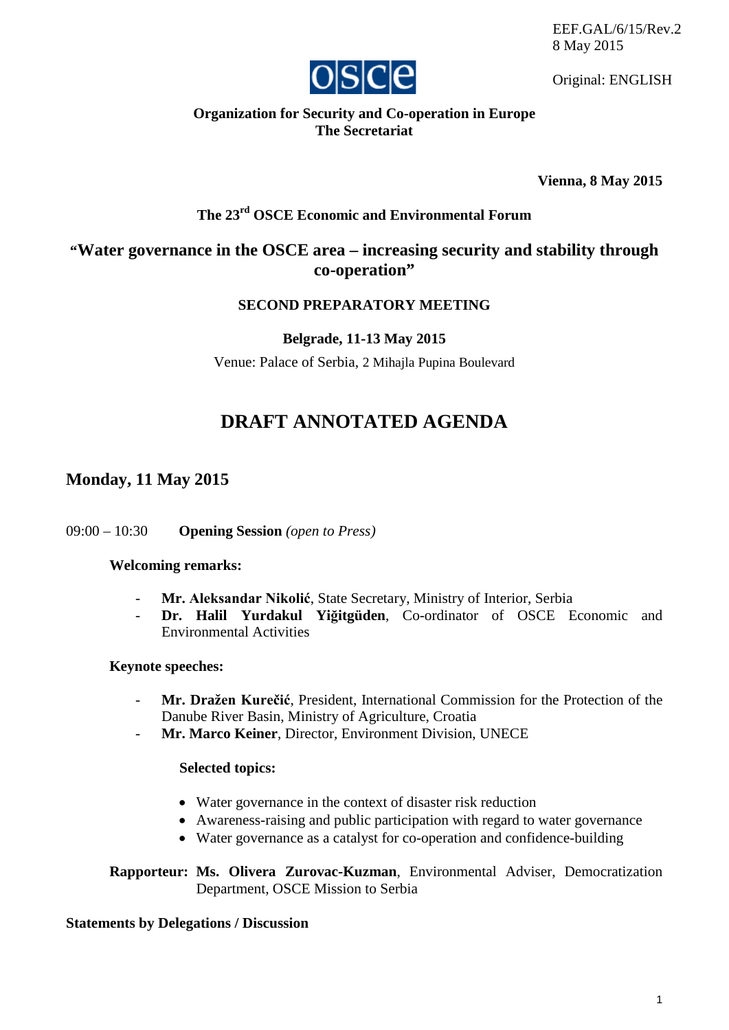EEF.GAL/6/15/Rev.2
8 May 2015

Original: ENGLISH

**Organization for Security and Co-operation in Europe**
**The Secretariat**

**Vienna, 8 May 2015**

**The 23rd OSCE Economic and Environmental Forum**

**"Water governance in the OSCE area – increasing security and stability through co-operation"**

**SECOND PREPARATORY MEETING**

**Belgrade, 11-13 May 2015**

Venue: Palace of Serbia, 2 Mihajla Pupina Boulevard

# DRAFT ANNOTATED AGENDA

## Monday, 11 May 2015

09:00 – 10:30 **Opening Session** *(open to Press)*

**Welcoming remarks:**

- **Mr. Aleksandar Nikolić**, State Secretary, Ministry of Interior, Serbia
- **Dr. Halil Yurdakul Yiğitgüden**, Co-ordinator of OSCE Economic and Environmental Activities

**Keynote speeches:**

- **Mr. Dražen Kurečić**, President, International Commission for the Protection of the Danube River Basin, Ministry of Agriculture, Croatia
- **Mr. Marco Keiner**, Director, Environment Division, UNECE

**Selected topics:**

- Water governance in the context of disaster risk reduction
- Awareness-raising and public participation with regard to water governance
- Water governance as a catalyst for co-operation and confidence-building

**Rapporteur: Ms. Olivera Zurovac-Kuzman**, Environmental Adviser, Democratization Department, OSCE Mission to Serbia

**Statements by Delegations / Discussion**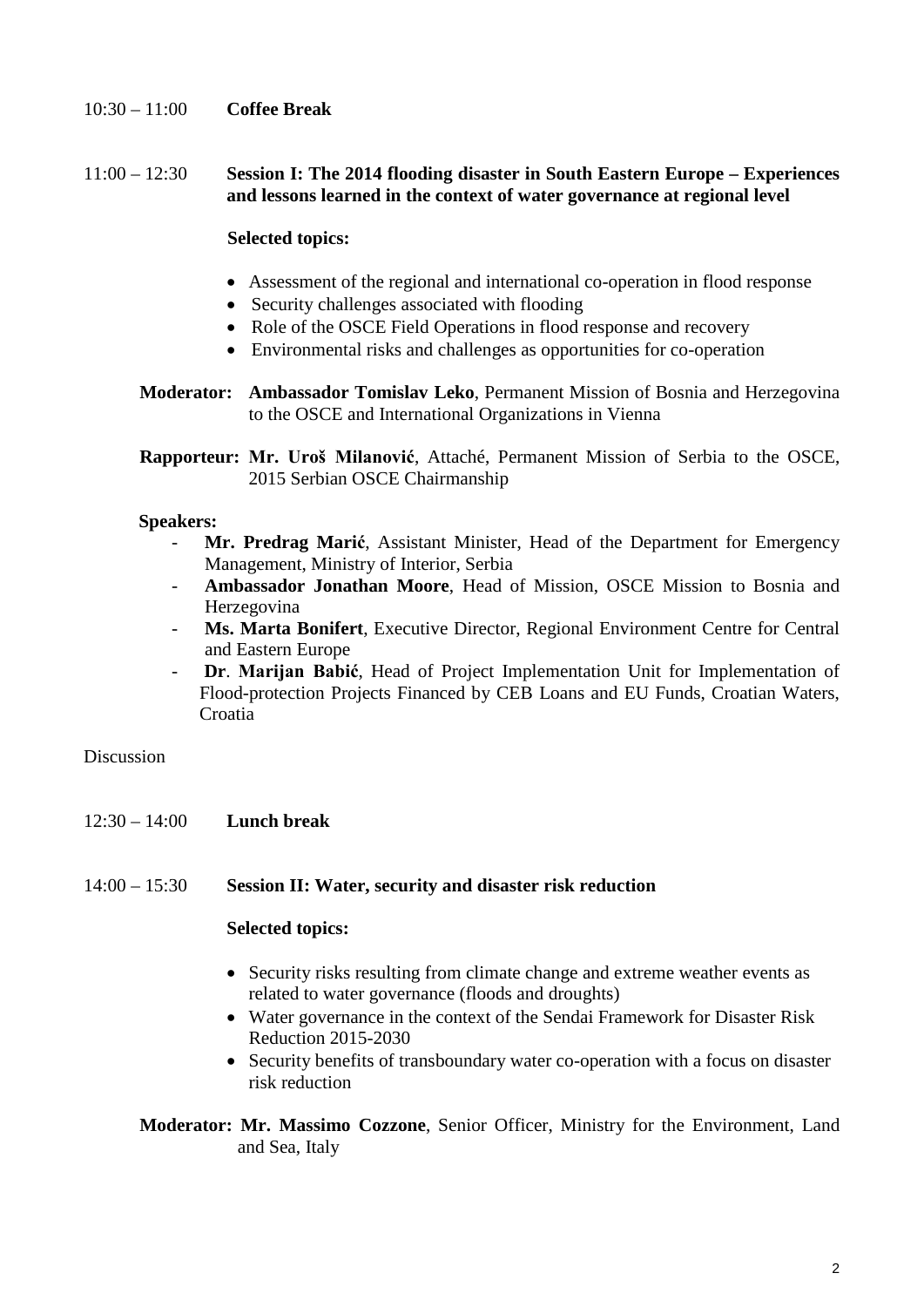10:30 – 11:00 **Coffee Break**

11:00 – 12:30 **Session I: The 2014 flooding disaster in South Eastern Europe – Experiences and lessons learned in the context of water governance at regional level**

**Selected topics:**

- Assessment of the regional and international co-operation in flood response
- Security challenges associated with flooding
- Role of the OSCE Field Operations in flood response and recovery
- Environmental risks and challenges as opportunities for co-operation

**Moderator:** **Ambassador Tomislav Leko**, Permanent Mission of Bosnia and Herzegovina to the OSCE and International Organizations in Vienna

**Rapporteur:** **Mr. Uroš Milanović**, Attaché, Permanent Mission of Serbia to the OSCE, 2015 Serbian OSCE Chairmanship

**Speakers:**

- **Mr. Predrag Marić**, Assistant Minister, Head of the Department for Emergency Management, Ministry of Interior, Serbia
- **Ambassador Jonathan Moore**, Head of Mission, OSCE Mission to Bosnia and Herzegovina
- **Ms. Marta Bonifert**, Executive Director, Regional Environment Centre for Central and Eastern Europe
- **Dr**. **Marijan Babić**, Head of Project Implementation Unit for Implementation of Flood-protection Projects Financed by CEB Loans and EU Funds, Croatian Waters, Croatia

Discussion

12:30 – 14:00 **Lunch break**

14:00 – 15:30 **Session II: Water, security and disaster risk reduction**

**Selected topics:**

- Security risks resulting from climate change and extreme weather events as related to water governance (floods and droughts)
- Water governance in the context of the Sendai Framework for Disaster Risk Reduction 2015-2030
- Security benefits of transboundary water co-operation with a focus on disaster risk reduction

**Moderator:** **Mr. Massimo Cozzone**, Senior Officer, Ministry for the Environment, Land and Sea, Italy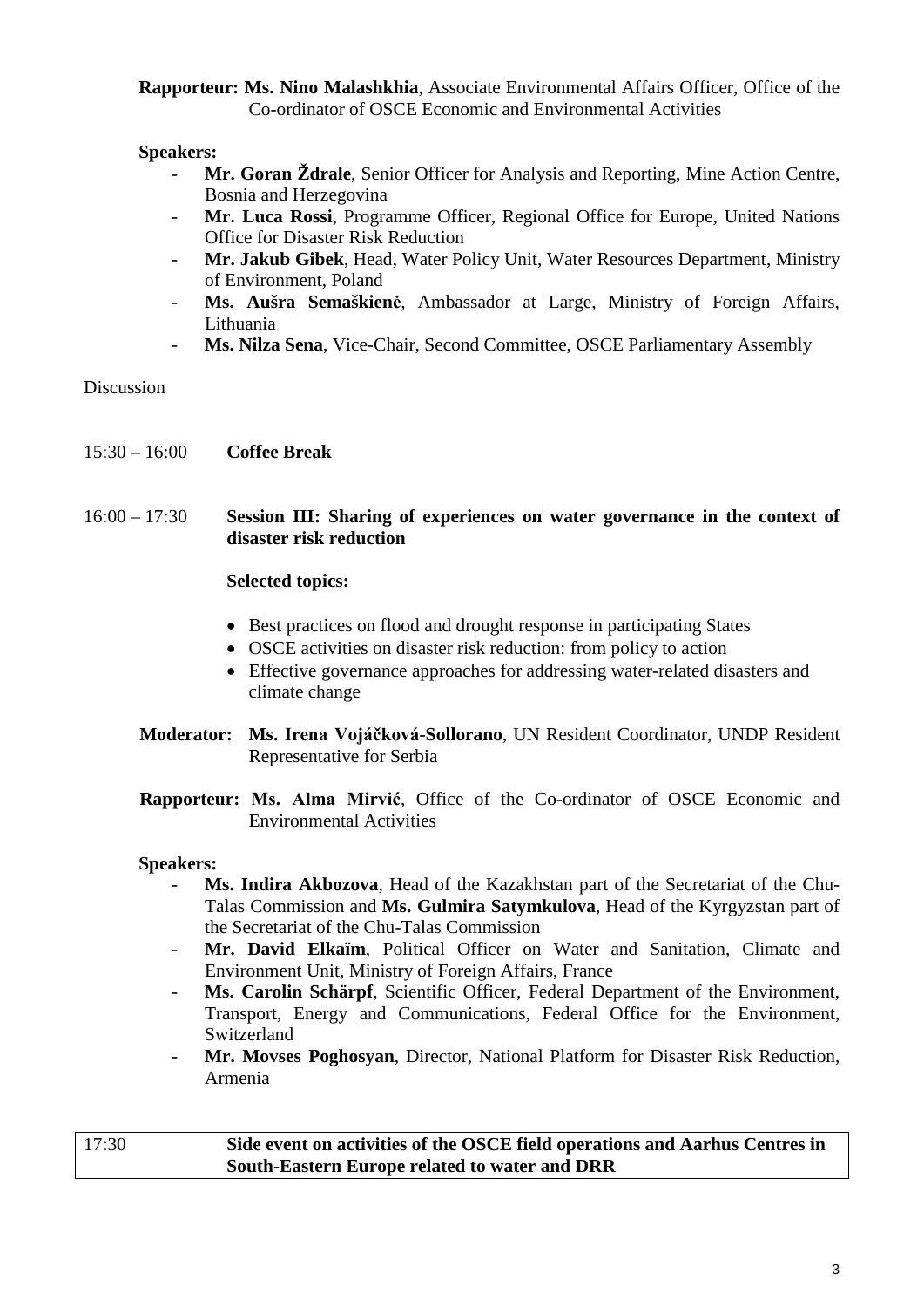**Rapporteur: Ms. Nino Malashkhia**, Associate Environmental Affairs Officer, Office of the Co-ordinator of OSCE Economic and Environmental Activities

**Speakers:**

- **Mr. Goran Ždrale**, Senior Officer for Analysis and Reporting, Mine Action Centre, Bosnia and Herzegovina
- **Mr. Luca Rossi**, Programme Officer, Regional Office for Europe, United Nations Office for Disaster Risk Reduction
- **Mr. Jakub Gibek**, Head, Water Policy Unit, Water Resources Department, Ministry of Environment, Poland
- **Ms. Aušra Semaškienė**, Ambassador at Large, Ministry of Foreign Affairs, Lithuania
- **Ms. Nilza Sena**, Vice-Chair, Second Committee, OSCE Parliamentary Assembly

Discussion

15:30 – 16:00 **Coffee Break**

16:00 – 17:30 **Session III: Sharing of experiences on water governance in the context of disaster risk reduction**

**Selected topics:**

- Best practices on flood and drought response in participating States
- OSCE activities on disaster risk reduction: from policy to action
- Effective governance approaches for addressing water-related disasters and climate change

**Moderator: Ms. Irena Vojáčková-Sollorano**, UN Resident Coordinator, UNDP Resident Representative for Serbia

**Rapporteur: Ms. Alma Mirvić**, Office of the Co-ordinator of OSCE Economic and Environmental Activities

**Speakers:**

- **Ms. Indira Akbozova**, Head of the Kazakhstan part of the Secretariat of the Chu-Talas Commission and **Ms. Gulmira Satymkulova**, Head of the Kyrgyzstan part of the Secretariat of the Chu-Talas Commission
- **Mr. David Elkaïm**, Political Officer on Water and Sanitation, Climate and Environment Unit, Ministry of Foreign Affairs, France
- **Ms. Carolin Schärpf**, Scientific Officer, Federal Department of the Environment, Transport, Energy and Communications, Federal Office for the Environment, Switzerland
- **Mr. Movses Poghosyan**, Director, National Platform for Disaster Risk Reduction, Armenia

| 17:30 | **Side event on activities of the OSCE field operations and Aarhus Centres in South-Eastern Europe related to water and DRR** |
|---|---|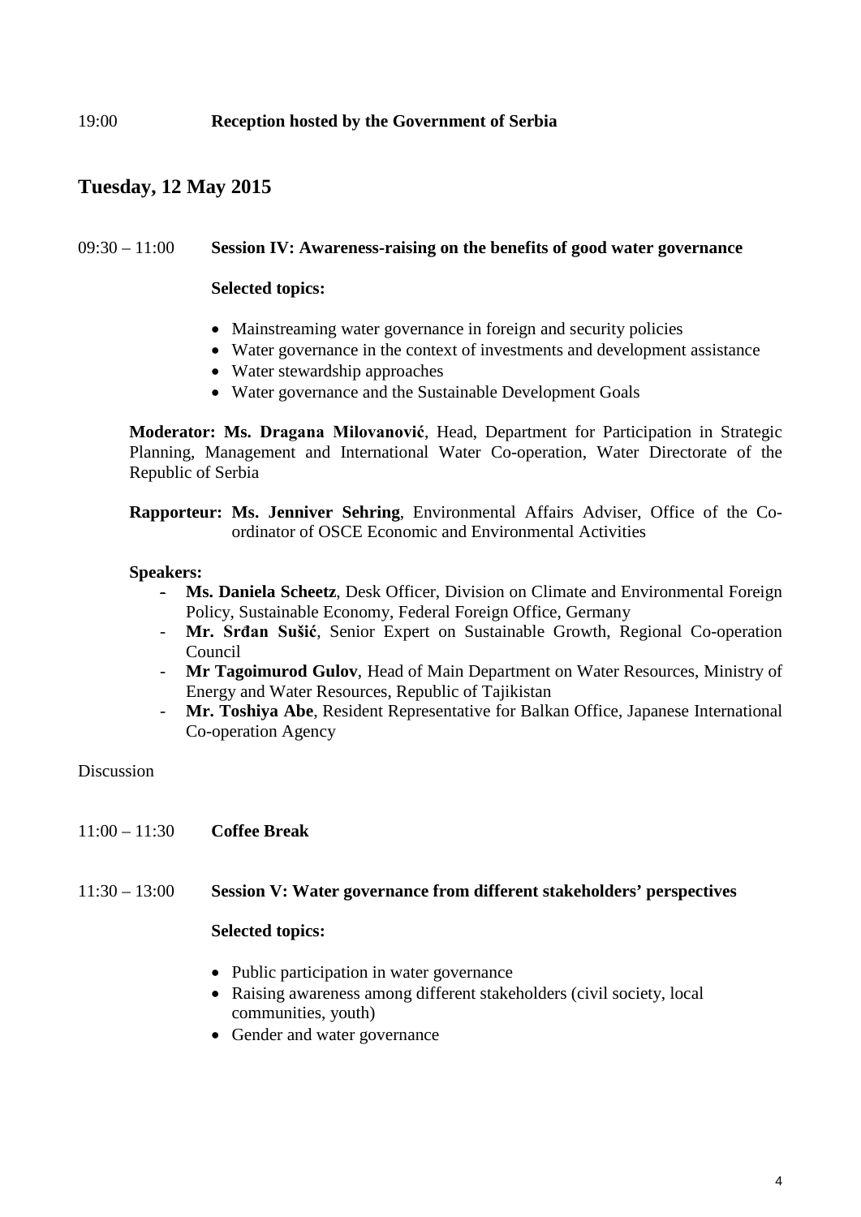19:00 **Reception hosted by the Government of Serbia**

## Tuesday, 12 May 2015

09:30 – 11:00 **Session IV: Awareness-raising on the benefits of good water governance**

**Selected topics:**

- Mainstreaming water governance in foreign and security policies
- Water governance in the context of investments and development assistance
- Water stewardship approaches
- Water governance and the Sustainable Development Goals

**Moderator: Ms. Dragana Milovanović**, Head, Department for Participation in Strategic Planning, Management and International Water Co-operation, Water Directorate of the Republic of Serbia

**Rapporteur: Ms. Jenniver Sehring**, Environmental Affairs Adviser, Office of the Co-ordinator of OSCE Economic and Environmental Activities

**Speakers:**

- **Ms. Daniela Scheetz**, Desk Officer, Division on Climate and Environmental Foreign Policy, Sustainable Economy, Federal Foreign Office, Germany
- **Mr. Srđan Sušić**, Senior Expert on Sustainable Growth, Regional Co-operation Council
- **Mr Tagoimurod Gulov**, Head of Main Department on Water Resources, Ministry of Energy and Water Resources, Republic of Tajikistan
- **Mr. Toshiya Abe**, Resident Representative for Balkan Office, Japanese International Co-operation Agency

Discussion

11:00 – 11:30 **Coffee Break**

11:30 – 13:00 **Session V: Water governance from different stakeholders' perspectives**

**Selected topics:**

- Public participation in water governance
- Raising awareness among different stakeholders (civil society, local communities, youth)
- Gender and water governance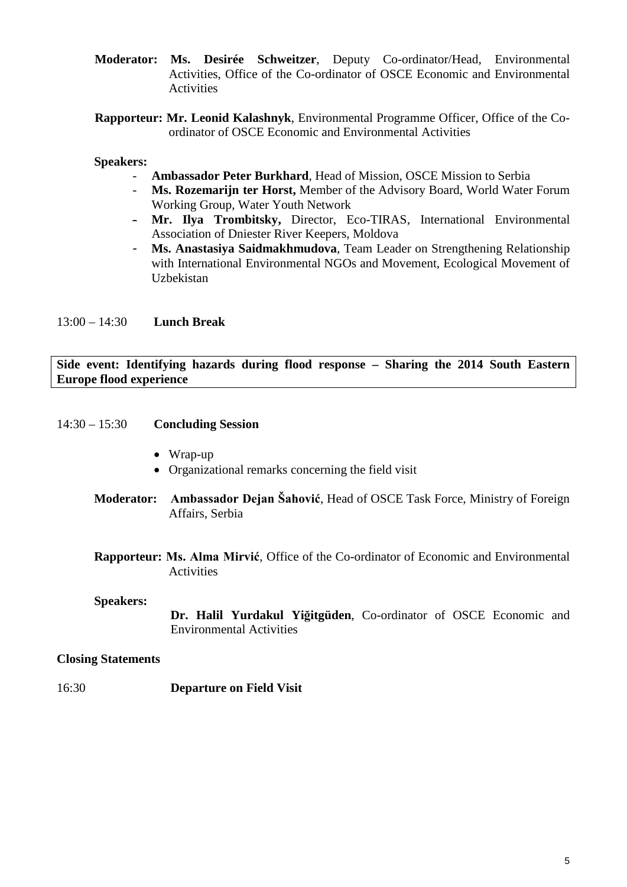**Moderator:** **Ms. Desirée Schweitzer**, Deputy Co-ordinator/Head, Environmental Activities, Office of the Co-ordinator of OSCE Economic and Environmental Activities

**Rapporteur:** **Mr. Leonid Kalashnyk**, Environmental Programme Officer, Office of the Co-ordinator of OSCE Economic and Environmental Activities

**Speakers:**

- **Ambassador Peter Burkhard**, Head of Mission, OSCE Mission to Serbia
- **Ms. Rozemarijn ter Horst,** Member of the Advisory Board, World Water Forum Working Group, Water Youth Network
- **Mr. Ilya Trombitsky,** Director, Eco-TIRAS, International Environmental Association of Dniester River Keepers, Moldova
- **Ms. Anastasiya Saidmakhmudova**, Team Leader on Strengthening Relationship with International Environmental NGOs and Movement, Ecological Movement of Uzbekistan

13:00 – 14:30 **Lunch Break**

**Side event: Identifying hazards during flood response – Sharing the 2014 South Eastern Europe flood experience**

14:30 – 15:30 **Concluding Session**

- Wrap-up
- Organizational remarks concerning the field visit

**Moderator:** **Ambassador Dejan Šahović**, Head of OSCE Task Force, Ministry of Foreign Affairs, Serbia

**Rapporteur:** **Ms. Alma Mirvić**, Office of the Co-ordinator of Economic and Environmental Activities

**Speakers:**

**Dr. Halil Yurdakul Yiğitgüden**, Co-ordinator of OSCE Economic and Environmental Activities

**Closing Statements**

16:30 **Departure on Field Visit**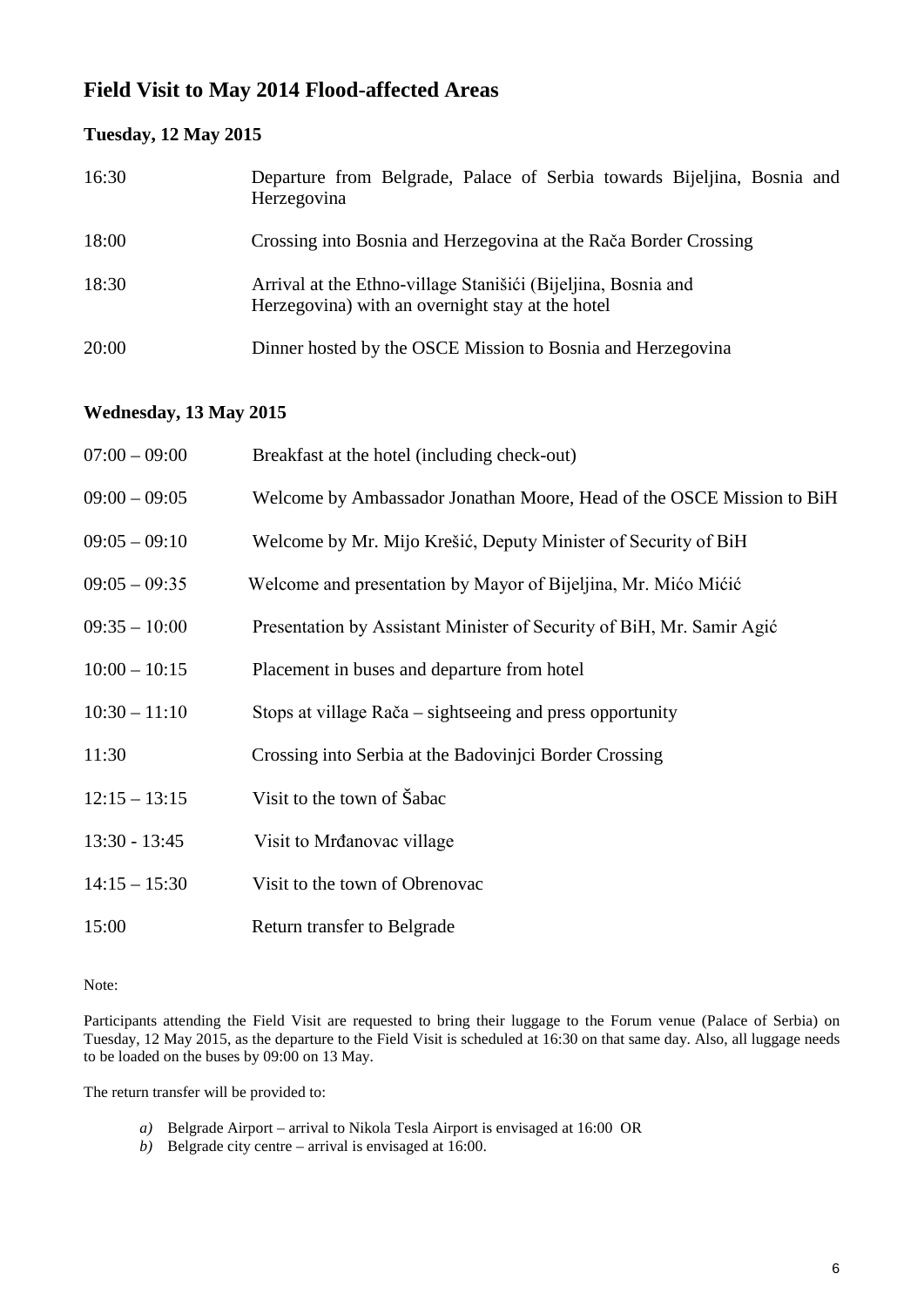## Field Visit to May 2014 Flood-affected Areas

### Tuesday, 12 May 2015

| | |
|---|---|
| 16:30 | Departure from Belgrade, Palace of Serbia towards Bijeljina, Bosnia and Herzegovina |
| 18:00 | Crossing into Bosnia and Herzegovina at the Rača Border Crossing |
| 18:30 | Arrival at the Ethno-village Stanišići (Bijeljina, Bosnia and Herzegovina) with an overnight stay at the hotel |
| 20:00 | Dinner hosted by the OSCE Mission to Bosnia and Herzegovina |

### Wednesday, 13 May 2015

| | |
|---|---|
| 07:00 – 09:00 | Breakfast at the hotel (including check-out) |
| 09:00 – 09:05 | Welcome by Ambassador Jonathan Moore, Head of the OSCE Mission to BiH |
| 09:05 – 09:10 | Welcome by Mr. Mijo Krešić, Deputy Minister of Security of BiH |
| 09:05 – 09:35 | Welcome and presentation by Mayor of Bijeljina, Mr. Mićo Mićić |
| 09:35 – 10:00 | Presentation by Assistant Minister of Security of BiH, Mr. Samir Agić |
| 10:00 – 10:15 | Placement in buses and departure from hotel |
| 10:30 – 11:10 | Stops at village Rača – sightseeing and press opportunity |
| 11:30 | Crossing into Serbia at the Badovinjci Border Crossing |
| 12:15 – 13:15 | Visit to the town of Šabac |
| 13:30 - 13:45 | Visit to Mrđanovac village |
| 14:15 – 15:30 | Visit to the town of Obrenovac |
| 15:00 | Return transfer to Belgrade |

Note:

Participants attending the Field Visit are requested to bring their luggage to the Forum venue (Palace of Serbia) on Tuesday, 12 May 2015, as the departure to the Field Visit is scheduled at 16:30 on that same day. Also, all luggage needs to be loaded on the buses by 09:00 on 13 May.

The return transfer will be provided to:

*a)* Belgrade Airport – arrival to Nikola Tesla Airport is envisaged at 16:00 OR
*b)* Belgrade city centre – arrival is envisaged at 16:00.